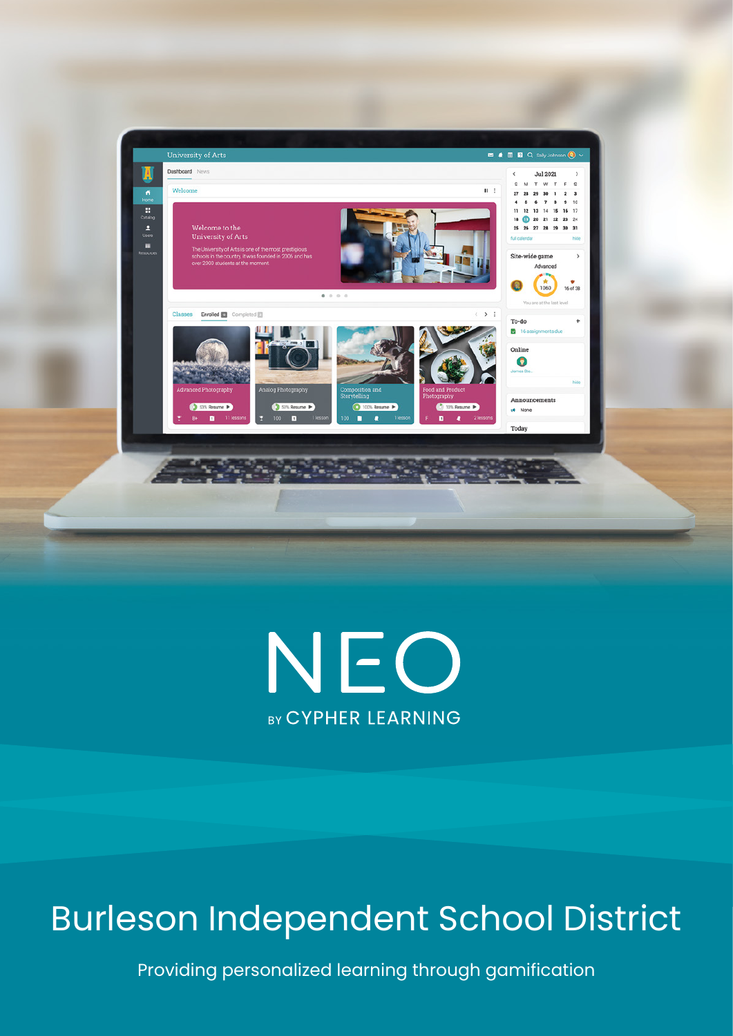# NEO

BY CYPHER LEARNING

# Burleson Independent School District

Providing personalized learning through gamification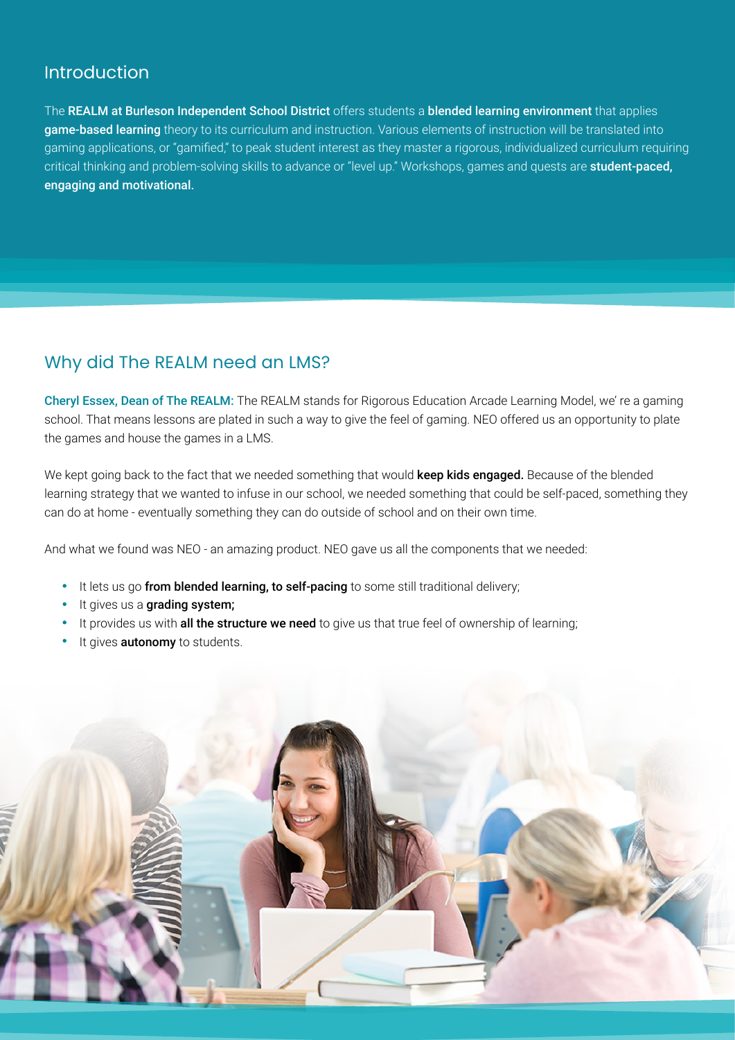## Introduction

The **REALM at Burleson Independent School District** offers students a **blended learning environment** that applies **game-based learning** theory to its curriculum and instruction. Various elements of instruction will be translated into gaming applications, or "gamified," to peak student interest as they master a rigorous, individualized curriculum requiring critical thinking and problem-solving skills to advance or "level up." Workshops, games and quests are **student-paced, engaging and motivational.**

## Why did The REALM need an LMS?

**Cheryl Essex, Dean of The REALM:** The REALM stands for Rigorous Education Arcade Learning Model, we' re a gaming school. That means lessons are plated in such a way to give the feel of gaming. NEO offered us an opportunity to plate the games and house the games in a LMS.

We kept going back to the fact that we needed something that would **keep kids engaged.** Because of the blended learning strategy that we wanted to infuse in our school, we needed something that could be self-paced, something they can do at home - eventually something they can do outside of school and on their own time.

And what we found was NEO - an amazing product. NEO gave us all the components that we needed:

- It lets us go **from blended learning, to self-pacing** to some still traditional delivery;
- It gives us a **grading system;**
- It provides us with **all the structure we need** to give us that true feel of ownership of learning;
- It gives **autonomy** to students.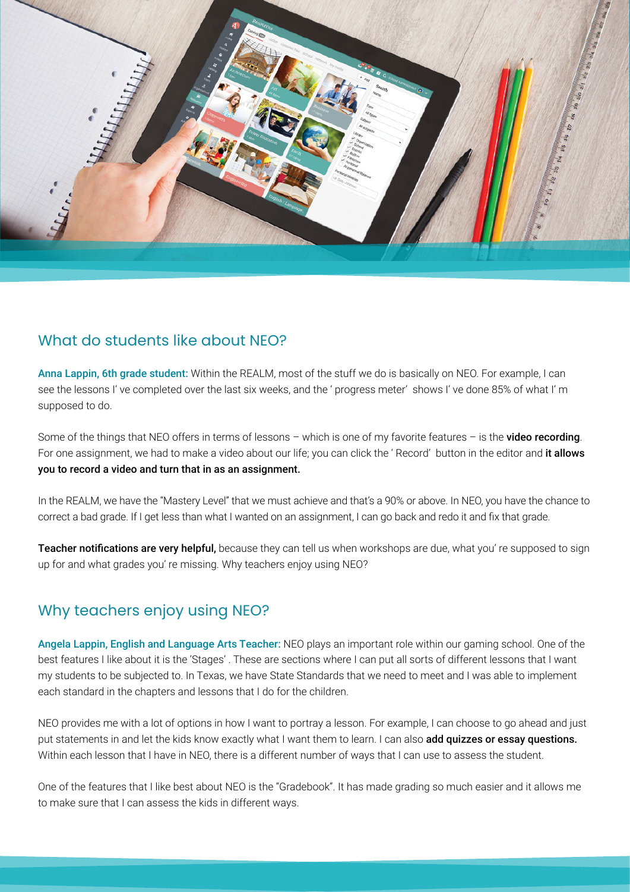## What do students like about NEO?

**Anna Lappin, 6th grade student:** Within the REALM, most of the stuff we do is basically on NEO. For example, I can see the lessons I' ve completed over the last six weeks, and the ' progress meter' shows I' ve done 85% of what I' m supposed to do.

Some of the things that NEO offers in terms of lessons – which is one of my favorite features – is the **video recording**. For one assignment, we had to make a video about our life; you can click the ' Record' button in the editor and **it allows you to record a video and turn that in as an assignment.**

In the REALM, we have the "Mastery Level" that we must achieve and that's a 90% or above. In NEO, you have the chance to correct a bad grade. If I get less than what I wanted on an assignment, I can go back and redo it and fix that grade.

**Teacher notifications are very helpful,** because they can tell us when workshops are due, what you' re supposed to sign up for and what grades you' re missing. Why teachers enjoy using NEO?

## Why teachers enjoy using NEO?

**Angela Lappin, English and Language Arts Teacher:** NEO plays an important role within our gaming school. One of the best features I like about it is the 'Stages' . These are sections where I can put all sorts of different lessons that I want my students to be subjected to. In Texas, we have State Standards that we need to meet and I was able to implement each standard in the chapters and lessons that I do for the children.

NEO provides me with a lot of options in how I want to portray a lesson. For example, I can choose to go ahead and just put statements in and let the kids know exactly what I want them to learn. I can also **add quizzes or essay questions.** Within each lesson that I have in NEO, there is a different number of ways that I can use to assess the student.

One of the features that I like best about NEO is the "Gradebook". It has made grading so much easier and it allows me to make sure that I can assess the kids in different ways.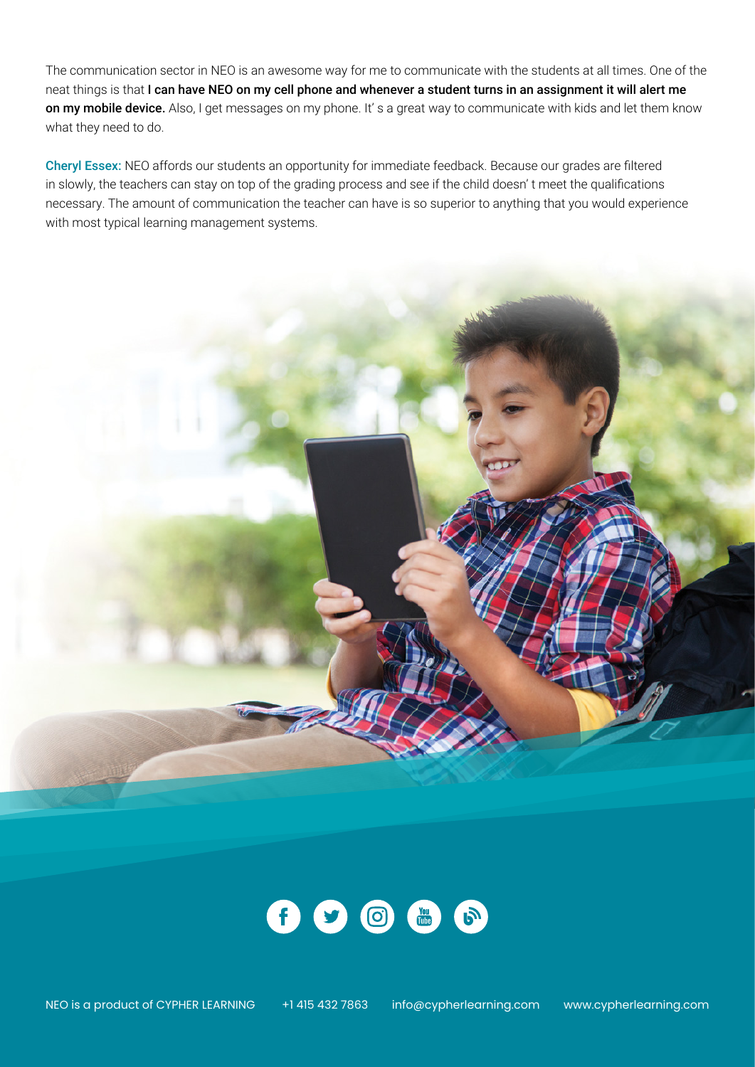The communication sector in NEO is an awesome way for me to communicate with the students at all times. One of the neat things is that **I can have NEO on my cell phone and whenever a student turns in an assignment it will alert me on my mobile device.** Also, I get messages on my phone. It' s a great way to communicate with kids and let them know what they need to do.

**Cheryl Essex:** NEO affords our students an opportunity for immediate feedback. Because our grades are filtered in slowly, the teachers can stay on top of the grading process and see if the child doesn' t meet the qualifications necessary. The amount of communication the teacher can have is so superior to anything that you would experience with most typical learning management systems.

NEO is a product of CYPHER LEARNING    +1 415 432 7863    info@cypherlearning.com    www.cypherlearning.com